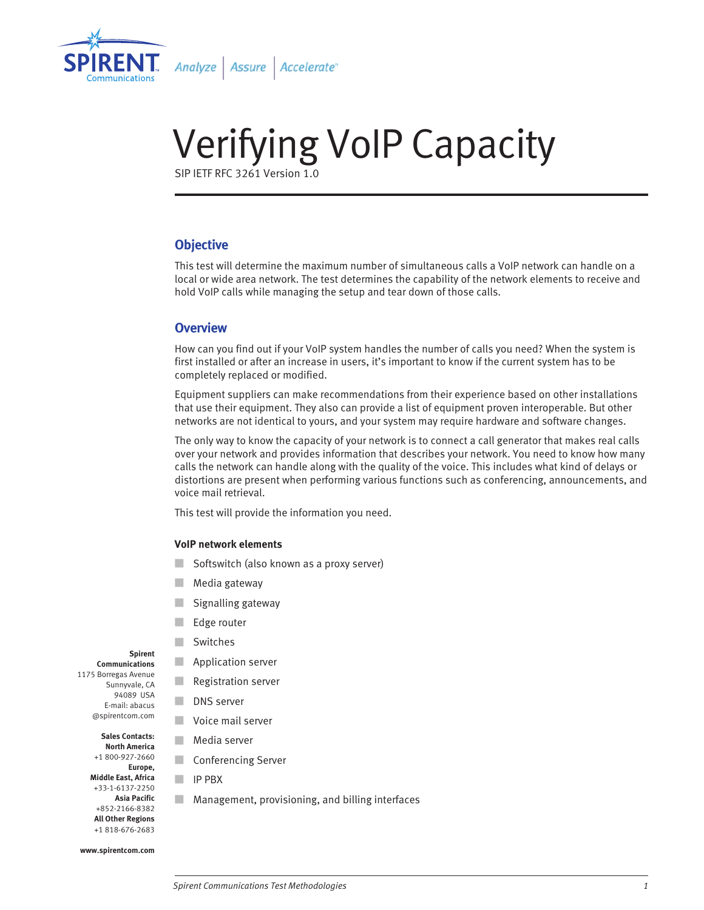# Verifying VoIP Capacity

SIP IETF RFC 3261 Version 1.0

## Objective

This test will determine the maximum number of simultaneous calls a VoIP network can handle on a local or wide area network. The test determines the capability of the network elements to receive and hold VoIP calls while managing the setup and tear down of those calls.

## Overview

How can you find out if your VoIP system handles the number of calls you need? When the system is first installed or after an increase in users, it's important to know if the current system has to be completely replaced or modified.

Equipment suppliers can make recommendations from their experience based on other installations that use their equipment. They also can provide a list of equipment proven interoperable. But other networks are not identical to yours, and your system may require hardware and software changes.

The only way to know the capacity of your network is to connect a call generator that makes real calls over your network and provides information that describes your network. You need to know how many calls the network can handle along with the quality of the voice. This includes what kind of delays or distortions are present when performing various functions such as conferencing, announcements, and voice mail retrieval.

This test will provide the information you need.

### VoIP network elements

- Softswitch (also known as a proxy server)
- Media gateway
- Signalling gateway
- Edge router
- Switches
- Application server
- Registration server
- DNS server
- Voice mail server
- Media server
- Conferencing Server
- IP PBX
- Management, provisioning, and billing interfaces

**Spirent Communications**
1175 Borregas Avenue
Sunnyvale, CA
94089 USA
E-mail: abacus@spirentcom.com

**Sales Contacts:**
**North America**
+1 800-927-2660
**Europe, Middle East, Africa**
+33-1-6137-2250
**Asia Pacific**
+852-2166-8382
**All Other Regions**
+1 818-676-2683

**www.spirentcom.com**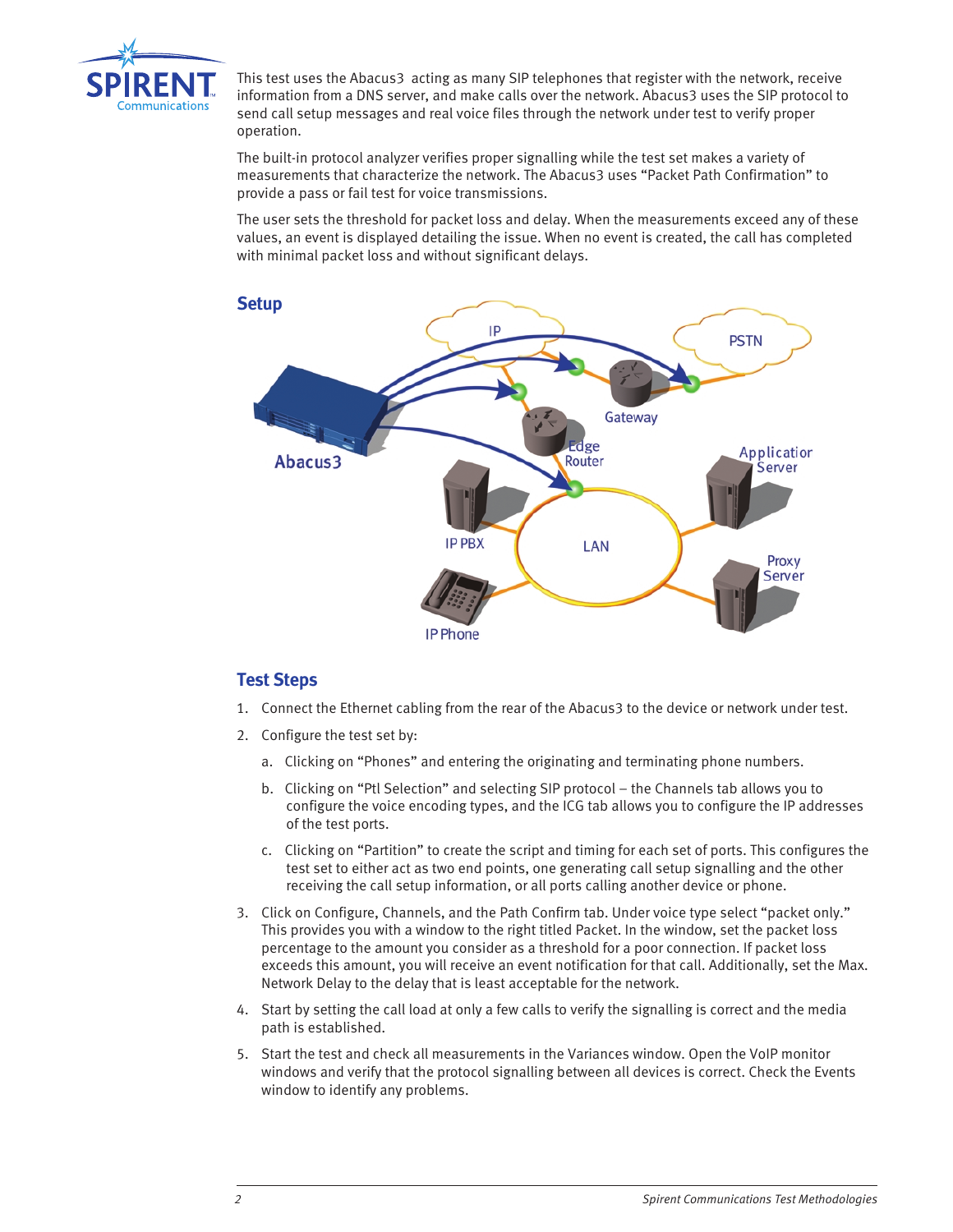This test uses the Abacus3 acting as many SIP telephones that register with the network, receive information from a DNS server, and make calls over the network. Abacus3 uses the SIP protocol to send call setup messages and real voice files through the network under test to verify proper operation.

The built-in protocol analyzer verifies proper signalling while the test set makes a variety of measurements that characterize the network. The Abacus3 uses “Packet Path Confirmation” to provide a pass or fail test for voice transmissions.

The user sets the threshold for packet loss and delay. When the measurements exceed any of these values, an event is displayed detailing the issue. When no event is created, the call has completed with minimal packet loss and without significant delays.

## Setup

## Test Steps

1. Connect the Ethernet cabling from the rear of the Abacus3 to the device or network under test.
2. Configure the test set by:
   a. Clicking on “Phones” and entering the originating and terminating phone numbers.
   b. Clicking on “Ptl Selection” and selecting SIP protocol – the Channels tab allows you to configure the voice encoding types, and the ICG tab allows you to configure the IP addresses of the test ports.
   c. Clicking on “Partition” to create the script and timing for each set of ports. This configures the test set to either act as two end points, one generating call setup signalling and the other receiving the call setup information, or all ports calling another device or phone.
3. Click on Configure, Channels, and the Path Confirm tab. Under voice type select “packet only.” This provides you with a window to the right titled Packet. In the window, set the packet loss percentage to the amount you consider as a threshold for a poor connection. If packet loss exceeds this amount, you will receive an event notification for that call. Additionally, set the Max. Network Delay to the delay that is least acceptable for the network.
4. Start by setting the call load at only a few calls to verify the signalling is correct and the media path is established.
5. Start the test and check all measurements in the Variances window. Open the VoIP monitor windows and verify that the protocol signalling between all devices is correct. Check the Events window to identify any problems.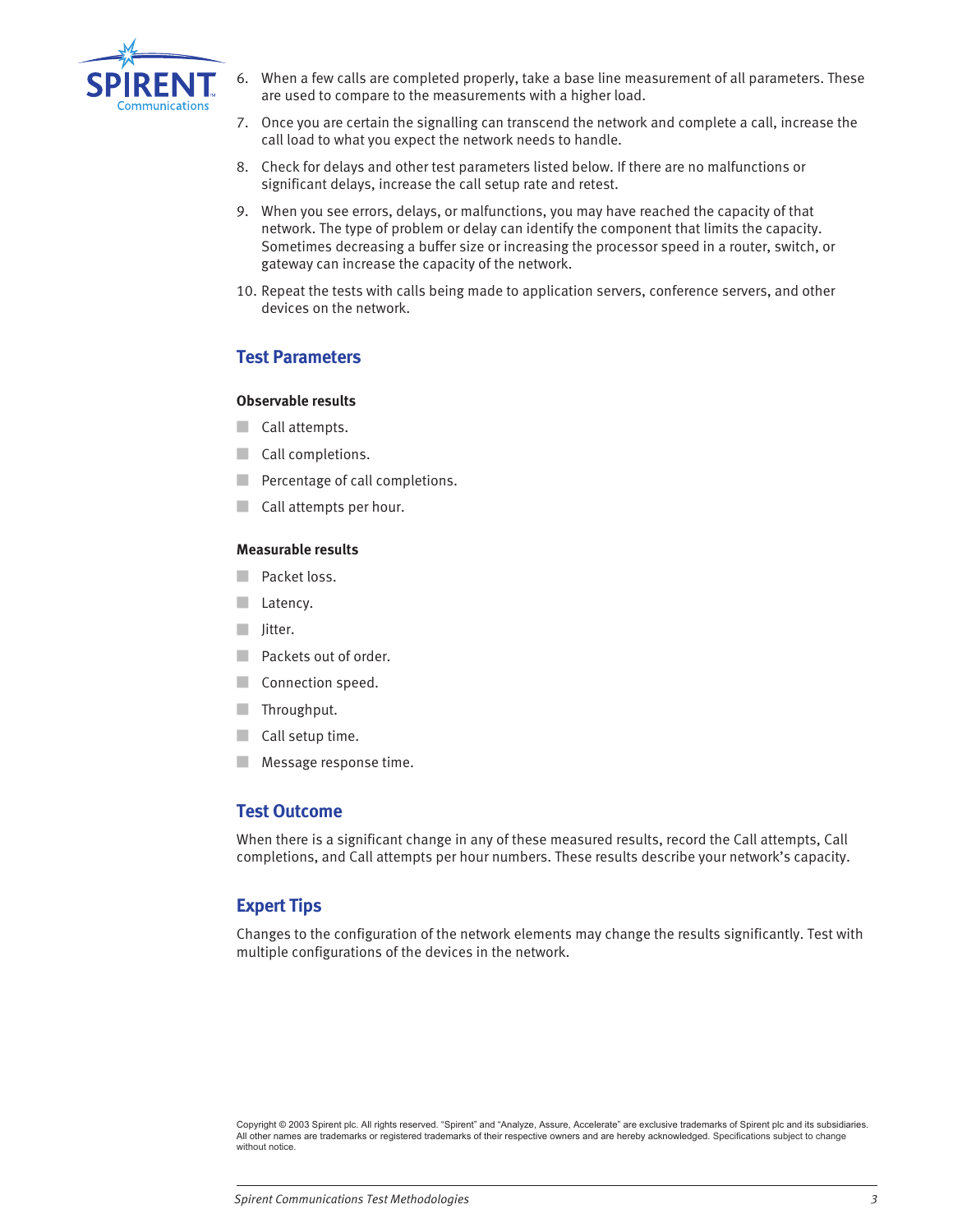6. When a few calls are completed properly, take a base line measurement of all parameters. These are used to compare to the measurements with a higher load.
7. Once you are certain the signalling can transcend the network and complete a call, increase the call load to what you expect the network needs to handle.
8. Check for delays and other test parameters listed below. If there are no malfunctions or significant delays, increase the call setup rate and retest.
9. When you see errors, delays, or malfunctions, you may have reached the capacity of that network. The type of problem or delay can identify the component that limits the capacity. Sometimes decreasing a buffer size or increasing the processor speed in a router, switch, or gateway can increase the capacity of the network.
10. Repeat the tests with calls being made to application servers, conference servers, and other devices on the network.

## Test Parameters

**Observable results**

- Call attempts.
- Call completions.
- Percentage of call completions.
- Call attempts per hour.

**Measurable results**

- Packet loss.
- Latency.
- Jitter.
- Packets out of order.
- Connection speed.
- Throughput.
- Call setup time.
- Message response time.

## Test Outcome

When there is a significant change in any of these measured results, record the Call attempts, Call completions, and Call attempts per hour numbers. These results describe your network's capacity.

## Expert Tips

Changes to the configuration of the network elements may change the results significantly. Test with multiple configurations of the devices in the network.

Copyright © 2003 Spirent plc. All rights reserved. "Spirent" and "Analyze, Assure, Accelerate" are exclusive trademarks of Spirent plc and its subsidiaries. All other names are trademarks or registered trademarks of their respective owners and are hereby acknowledged. Specifications subject to change without notice.